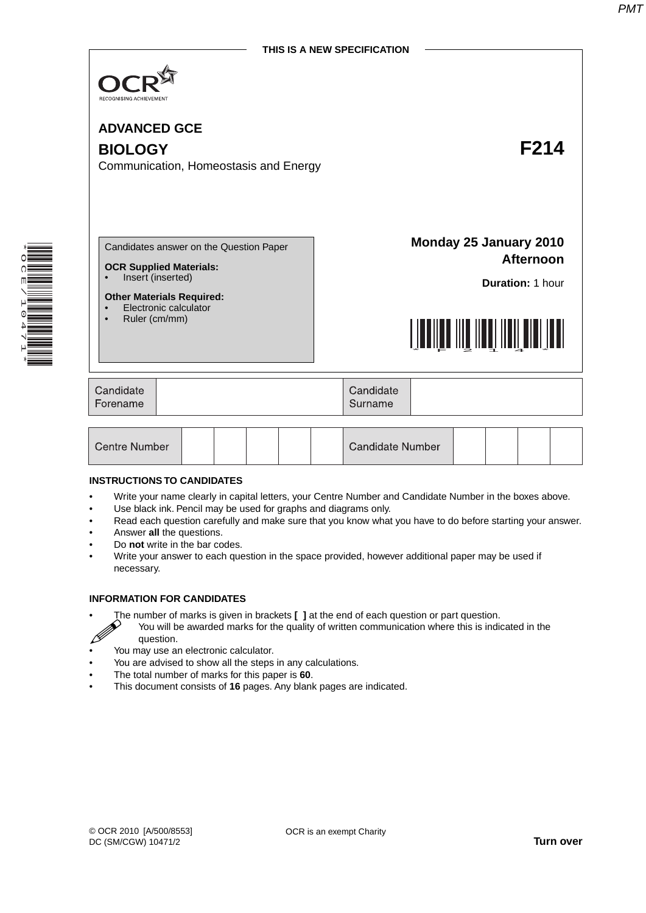THIS IS A NEW SPECIFICATION

OCR
RECOGNISING ACHIEVEMENT

**ADVANCED GCE**

# BIOLOGY F214

Communication, Homeostasis and Energy

Candidates answer on the Question Paper

**OCR Supplied Materials:**
- Insert (inserted)

**Other Materials Required:**
- Electronic calculator
- Ruler (cm/mm)

**Monday 25 January 2010**
**Afternoon**

**Duration:** 1 hour

| Candidate Forename | | Candidate Surname | |
|---|---|---|---|

| Centre Number | | | | | | Candidate Number | | | | |
|---|---|---|---|---|---|---|---|---|---|---|

**INSTRUCTIONS TO CANDIDATES**

- Write your name clearly in capital letters, your Centre Number and Candidate Number in the boxes above.
- Use black ink. Pencil may be used for graphs and diagrams only.
- Read each question carefully and make sure that you know what you have to do before starting your answer.
- Answer **all** the questions.
- Do **not** write in the bar codes.
- Write your answer to each question in the space provided, however additional paper may be used if necessary.

**INFORMATION FOR CANDIDATES**

- The number of marks is given in brackets **[ ]** at the end of each question or part question.
- You will be awarded marks for the quality of written communication where this is indicated in the question.
- You may use an electronic calculator.
- You are advised to show all the steps in any calculations.
- The total number of marks for this paper is **60**.
- This document consists of **16** pages. Any blank pages are indicated.

© OCR 2010 [A/500/8553]
DC (SM/CGW) 10471/2

OCR is an exempt Charity

**Turn over**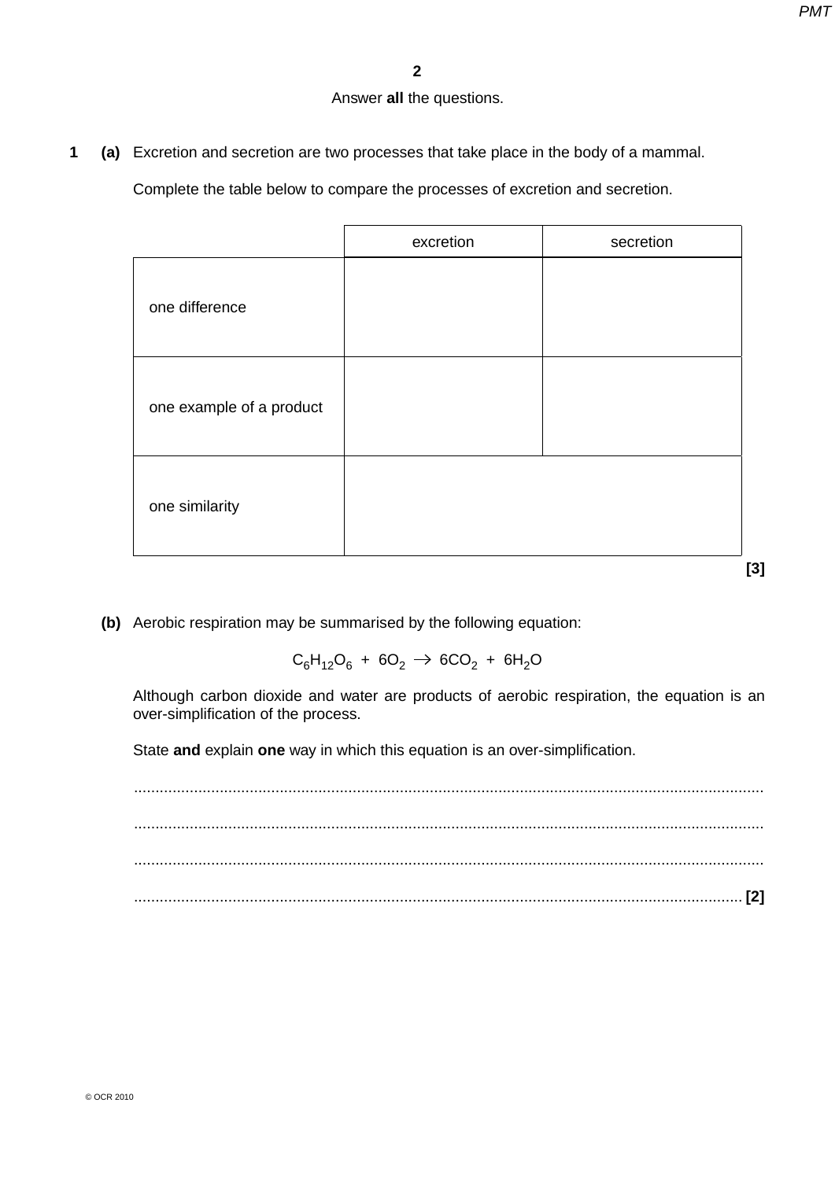Answer **all** the questions.

**1** **(a)** Excretion and secretion are two processes that take place in the body of a mammal.

Complete the table below to compare the processes of excretion and secretion.

| | excretion | secretion |
|---|---|---|
| one difference | | |
| one example of a product | | |
| one similarity | | |

**[3]**

**(b)** Aerobic respiration may be summarised by the following equation:

$$C_6H_{12}O_6 + 6O_2 \rightarrow 6CO_2 + 6H_2O$$

Although carbon dioxide and water are products of aerobic respiration, the equation is an over-simplification of the process.

State **and** explain **one** way in which this equation is an over-simplification.

..........................................................................................................................................

..........................................................................................................................................

..........................................................................................................................................

.................................................................................................................................... **[2]**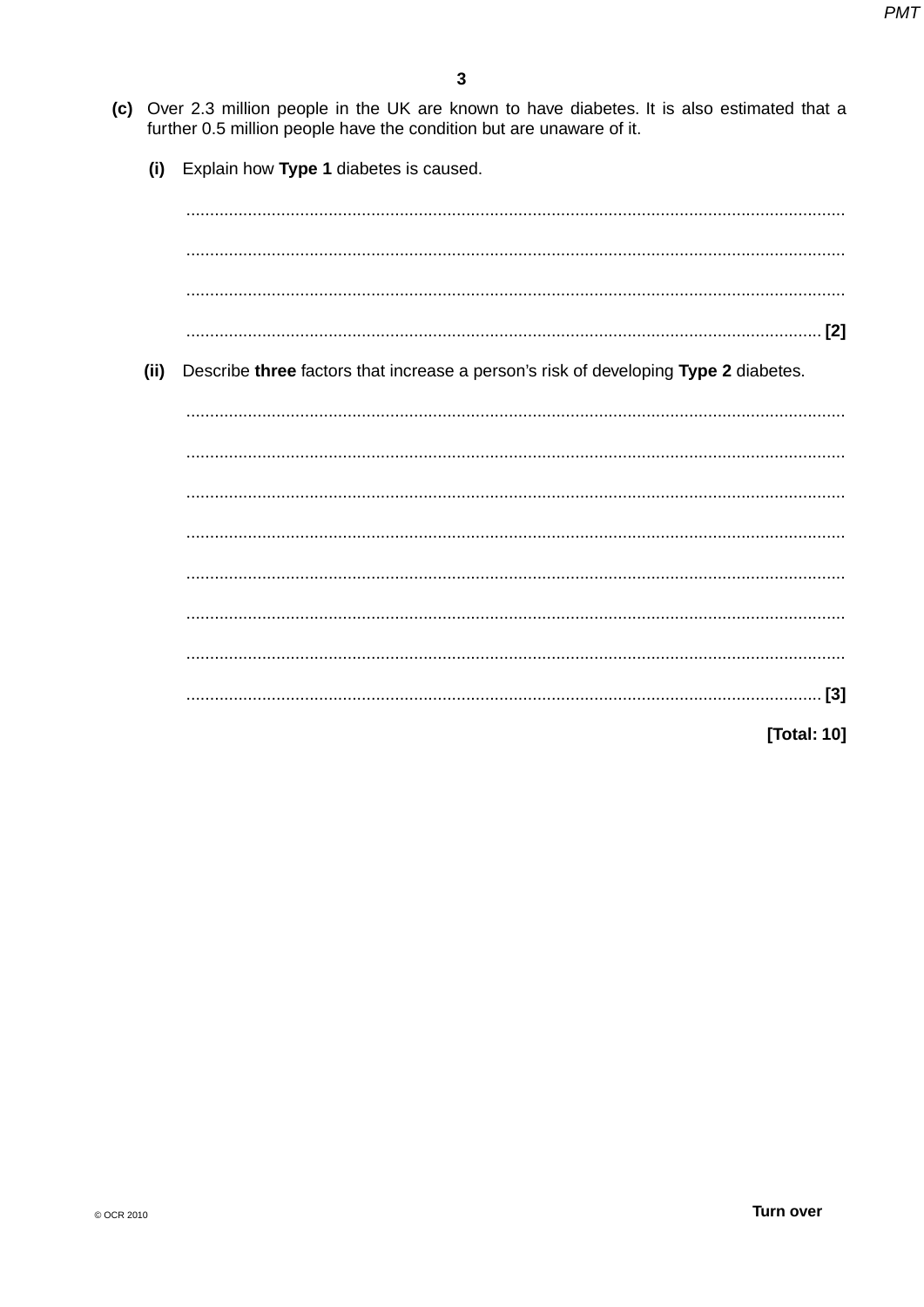**(c)** Over 2.3 million people in the UK are known to have diabetes. It is also estimated that a further 0.5 million people have the condition but are unaware of it.

**(i)** Explain how **Type 1** diabetes is caused.

..........................................................................................................................................

..........................................................................................................................................

..........................................................................................................................................

.................................................................................................................................... **[2]**

**(ii)** Describe **three** factors that increase a person's risk of developing **Type 2** diabetes.

..........................................................................................................................................

..........................................................................................................................................

..........................................................................................................................................

..........................................................................................................................................

..........................................................................................................................................

..........................................................................................................................................

..........................................................................................................................................

.................................................................................................................................... **[3]**

**[Total: 10]**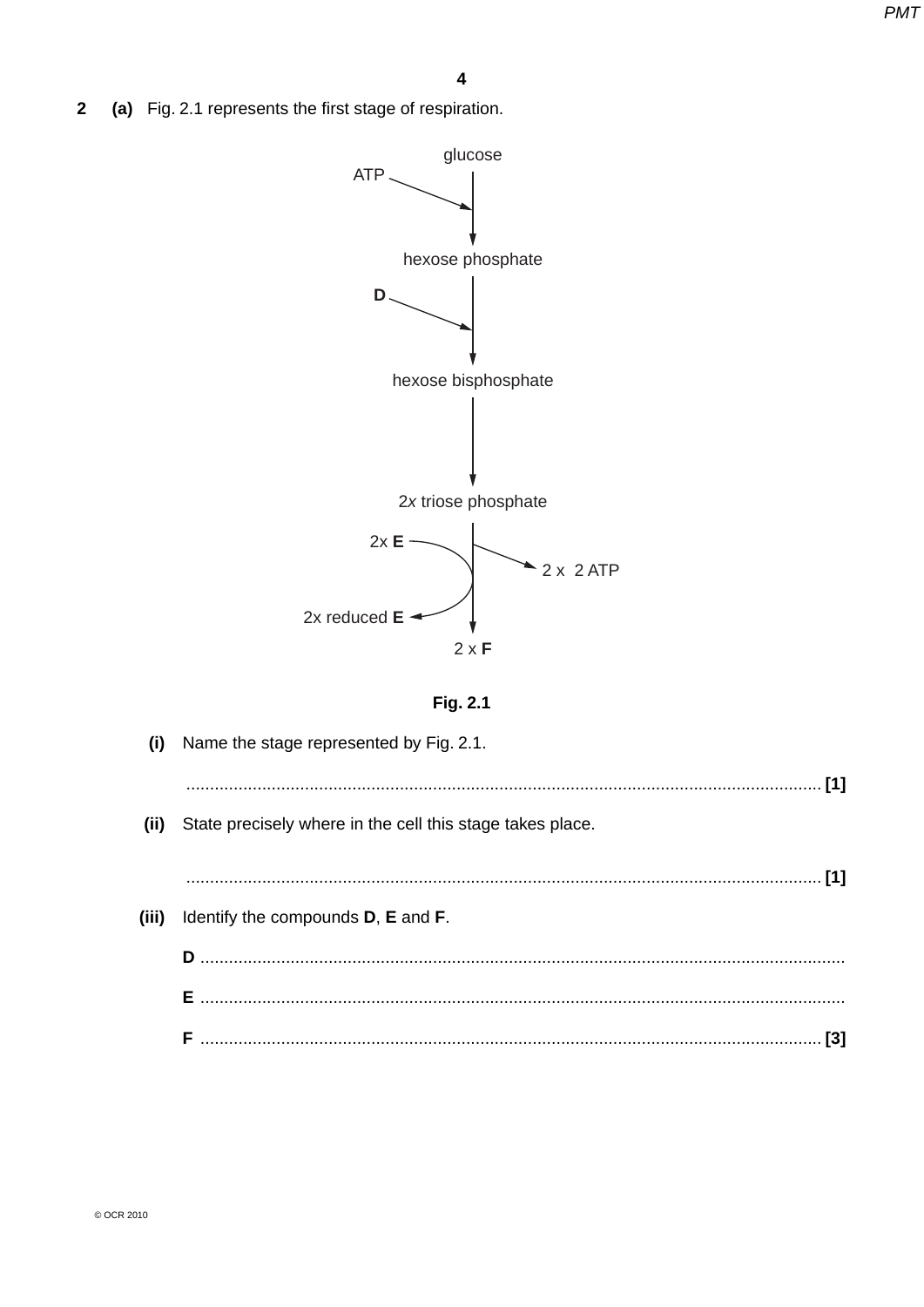**2** **(a)** Fig. 2.1 represents the first stage of respiration.

glucose
ATP →
hexose phosphate
**D** →
hexose bisphosphate
↓
2*x* triose phosphate
2x **E** → 2x reduced **E**
→ 2 x 2 ATP
2 x **F**

**Fig. 2.1**

**(i)** Name the stage represented by Fig. 2.1.

............................................................................................................................................ **[1]**

**(ii)** State precisely where in the cell this stage takes place.

............................................................................................................................................ **[1]**

**(iii)** Identify the compounds **D**, **E** and **F**.

**D** ............................................................................................................................................

**E** ............................................................................................................................................

**F** ............................................................................................................................................ **[3]**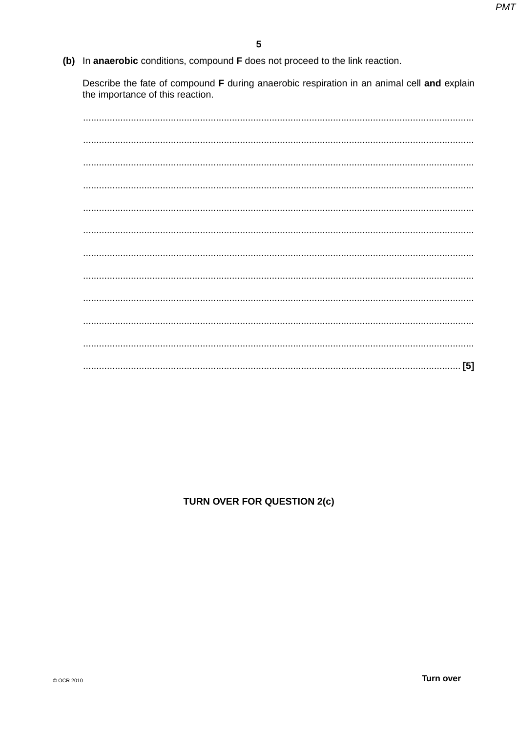**(b)** In **anaerobic** conditions, compound **F** does not proceed to the link reaction.

Describe the fate of compound **F** during anaerobic respiration in an animal cell **and** explain the importance of this reaction.

..........................................................................................................................................

..........................................................................................................................................

..........................................................................................................................................

..........................................................................................................................................

..........................................................................................................................................

..........................................................................................................................................

..........................................................................................................................................

..........................................................................................................................................

..........................................................................................................................................

..........................................................................................................................................

..........................................................................................................................................

.................................................................................................................................... [5]

**TURN OVER FOR QUESTION 2(c)**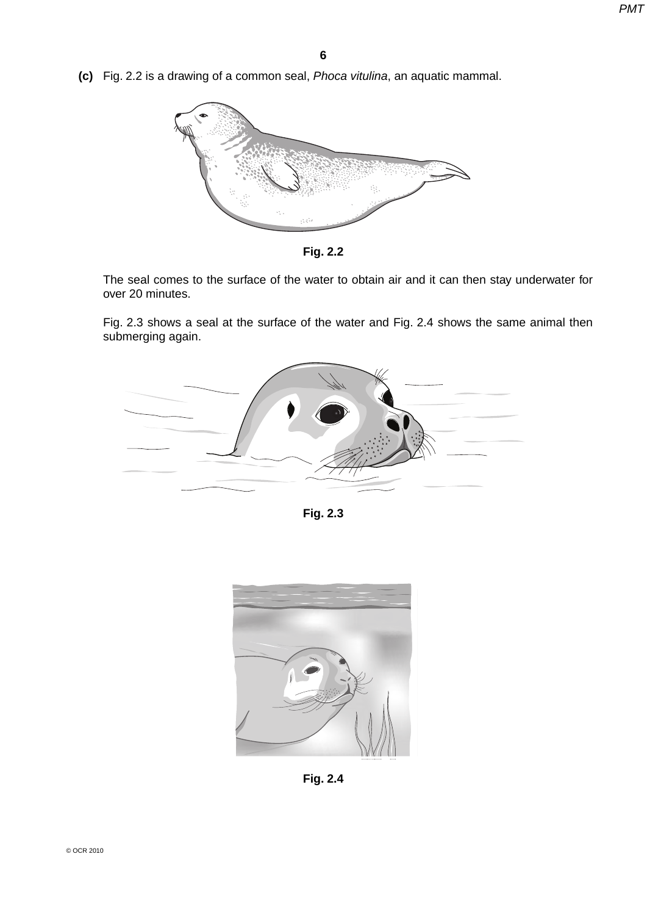**(c)** Fig. 2.2 is a drawing of a common seal, *Phoca vitulina*, an aquatic mammal.

Fig. 2.2

The seal comes to the surface of the water to obtain air and it can then stay underwater for over 20 minutes.

Fig. 2.3 shows a seal at the surface of the water and Fig. 2.4 shows the same animal then submerging again.

Fig. 2.3

Fig. 2.4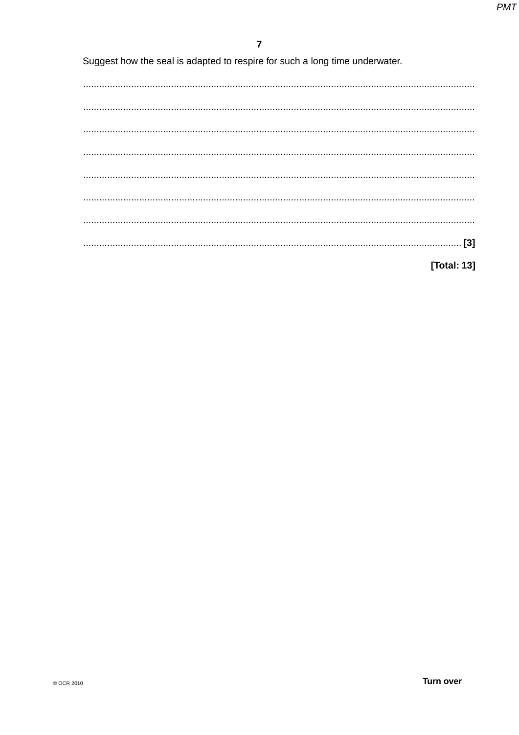Suggest how the seal is adapted to respire for such a long time underwater.

..........................................................................................................................................

..........................................................................................................................................

..........................................................................................................................................

..........................................................................................................................................

..........................................................................................................................................

..........................................................................................................................................

..........................................................................................................................................

...................................................................................................................................... [3]

**[Total: 13]**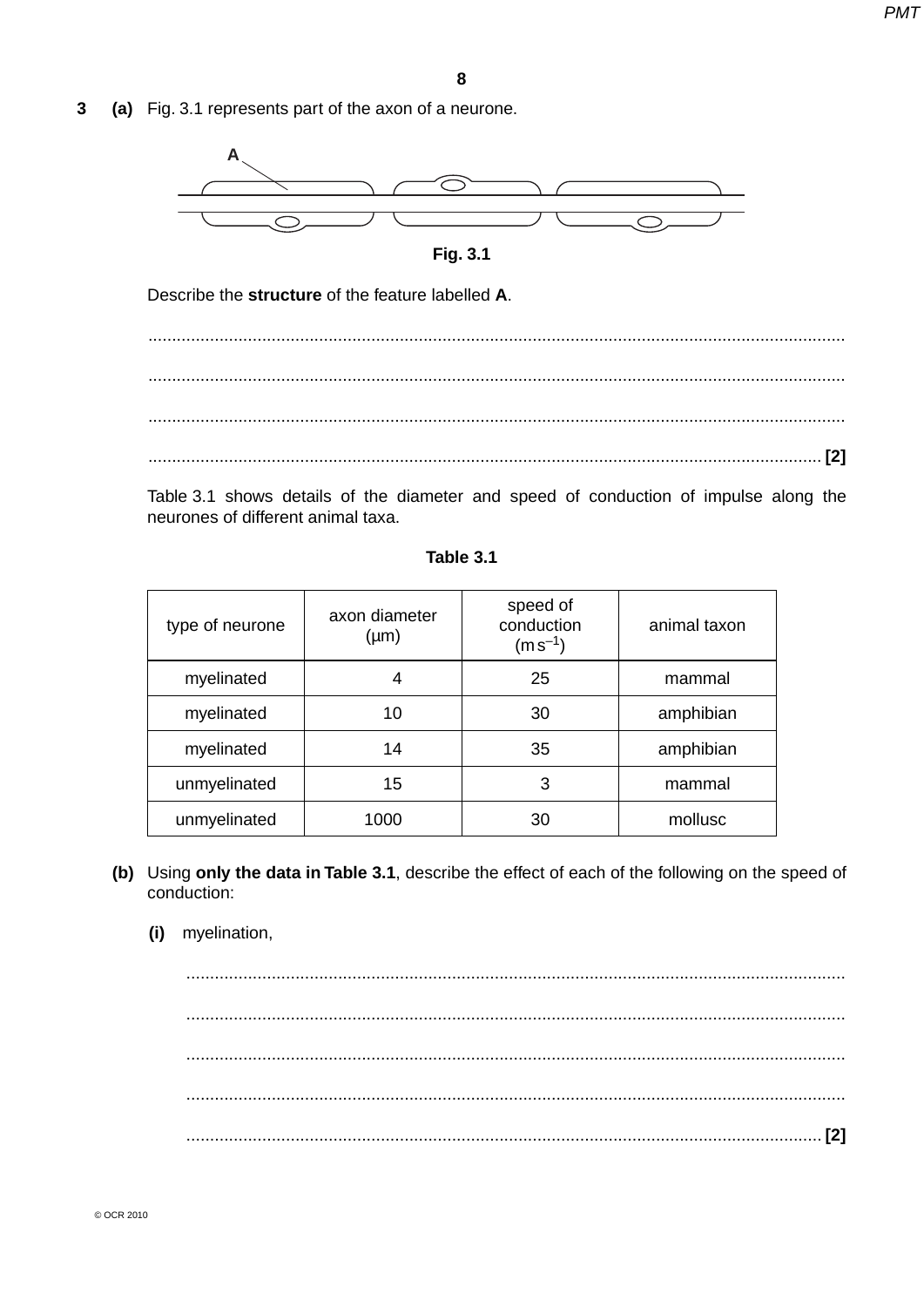**3** **(a)** Fig. 3.1 represents part of the axon of a neurone.

Fig. 3.1

Describe the **structure** of the feature labelled **A**.

.......................................................................................................................................................

.......................................................................................................................................................

.......................................................................................................................................................

................................................................................................................................................. **[2]**

Table 3.1 shows details of the diameter and speed of conduction of impulse along the neurones of different animal taxa.

**Table 3.1**

| type of neurone | axon diameter (μm) | speed of conduction ($m\,s^{-1}$) | animal taxon |
|---|---|---|---|
| myelinated | 4 | 25 | mammal |
| myelinated | 10 | 30 | amphibian |
| myelinated | 14 | 35 | amphibian |
| unmyelinated | 15 | 3 | mammal |
| unmyelinated | 1000 | 30 | mollusc |

**(b)** Using **only the data in Table 3.1**, describe the effect of each of the following on the speed of conduction:

**(i)** myelination,

.......................................................................................................................................................

.......................................................................................................................................................

.......................................................................................................................................................

.......................................................................................................................................................

................................................................................................................................................. **[2]**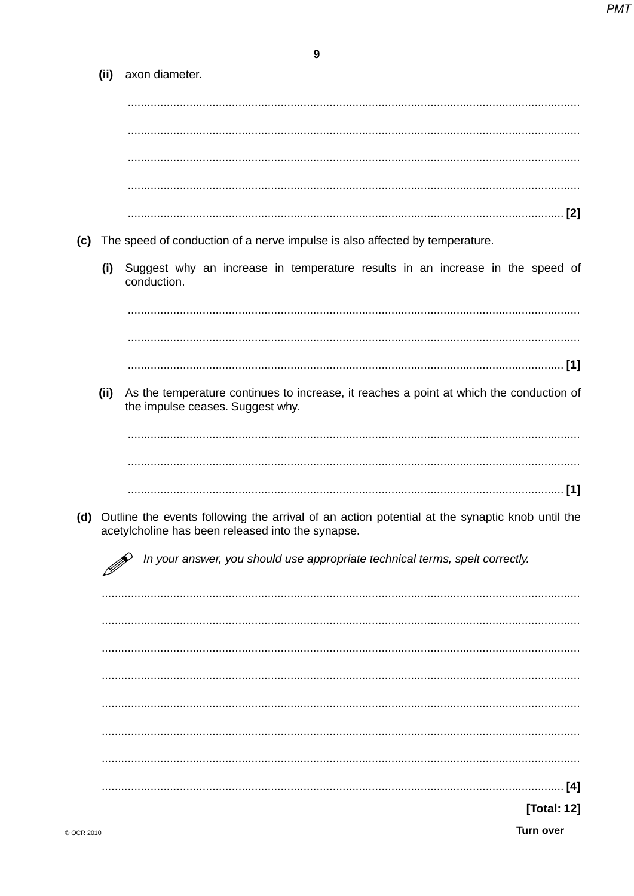**(ii)** axon diameter.

.......................................................................................................................................

.......................................................................................................................................

.......................................................................................................................................

.......................................................................................................................................

................................................................................................................................... [2]

**(c)** The speed of conduction of a nerve impulse is also affected by temperature.

**(i)** Suggest why an increase in temperature results in an increase in the speed of conduction.

.......................................................................................................................................

.......................................................................................................................................

................................................................................................................................... [1]

**(ii)** As the temperature continues to increase, it reaches a point at which the conduction of the impulse ceases. Suggest why.

.......................................................................................................................................

.......................................................................................................................................

................................................................................................................................... [1]

**(d)** Outline the events following the arrival of an action potential at the synaptic knob until the acetylcholine has been released into the synapse.

*In your answer, you should use appropriate technical terms, spelt correctly.*

.......................................................................................................................................

.......................................................................................................................................

.......................................................................................................................................

.......................................................................................................................................

.......................................................................................................................................

.......................................................................................................................................

.......................................................................................................................................

................................................................................................................................... [4]

**[Total: 12]**

© OCR 2010

**Turn over**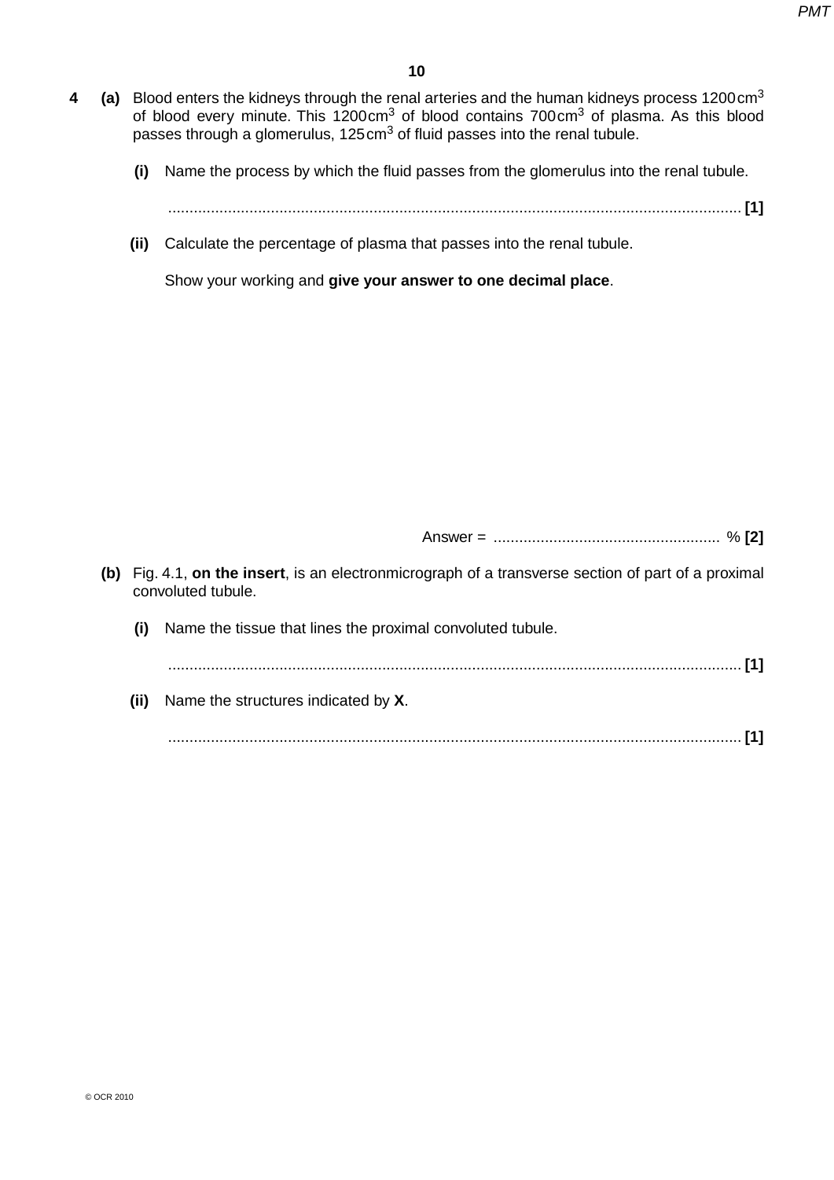**4 (a)** Blood enters the kidneys through the renal arteries and the human kidneys process 1200 $cm^3$ of blood every minute. This 1200 $cm^3$ of blood contains 700 $cm^3$ of plasma. As this blood passes through a glomerulus, 125 $cm^3$ of fluid passes into the renal tubule.

**(i)** Name the process by which the fluid passes from the glomerulus into the renal tubule.

........................................................................................................................................ **[1]**

**(ii)** Calculate the percentage of plasma that passes into the renal tubule.

Show your working and **give your answer to one decimal place**.

Answer = ..................................................... % **[2]**

**(b)** Fig. 4.1, **on the insert**, is an electronmicrograph of a transverse section of part of a proximal convoluted tubule.

**(i)** Name the tissue that lines the proximal convoluted tubule.

........................................................................................................................................ **[1]**

**(ii)** Name the structures indicated by **X**.

........................................................................................................................................ **[1]**

© OCR 2010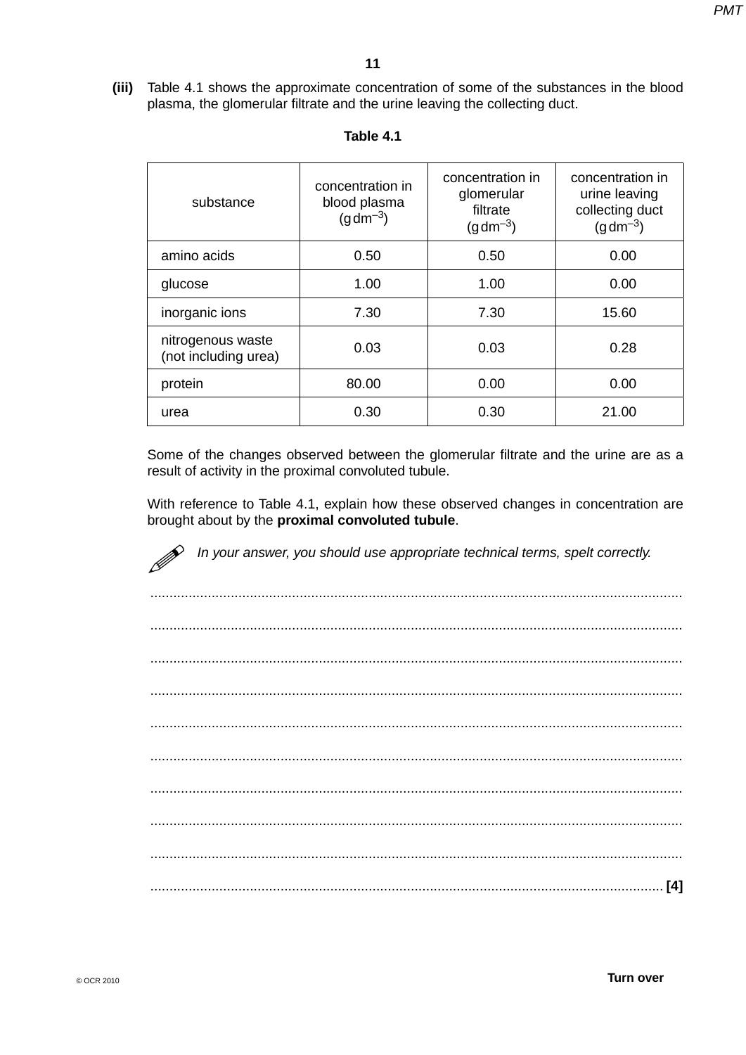**(iii)** Table 4.1 shows the approximate concentration of some of the substances in the blood plasma, the glomerular filtrate and the urine leaving the collecting duct.

**Table 4.1**

| substance | concentration in blood plasma ($g\,dm^{-3}$) | concentration in glomerular filtrate ($g\,dm^{-3}$) | concentration in urine leaving collecting duct ($g\,dm^{-3}$) |
|---|---|---|---|
| amino acids | 0.50 | 0.50 | 0.00 |
| glucose | 1.00 | 1.00 | 0.00 |
| inorganic ions | 7.30 | 7.30 | 15.60 |
| nitrogenous waste (not including urea) | 0.03 | 0.03 | 0.28 |
| protein | 80.00 | 0.00 | 0.00 |
| urea | 0.30 | 0.30 | 21.00 |

Some of the changes observed between the glomerular filtrate and the urine are as a result of activity in the proximal convoluted tubule.

With reference to Table 4.1, explain how these observed changes in concentration are brought about by the **proximal convoluted tubule**.

*In your answer, you should use appropriate technical terms, spelt correctly.*

..........................................................................................................................................

..........................................................................................................................................

..........................................................................................................................................

..........................................................................................................................................

..........................................................................................................................................

..........................................................................................................................................

..........................................................................................................................................

..........................................................................................................................................

..........................................................................................................................................

.................................................................................................................................... **[4]**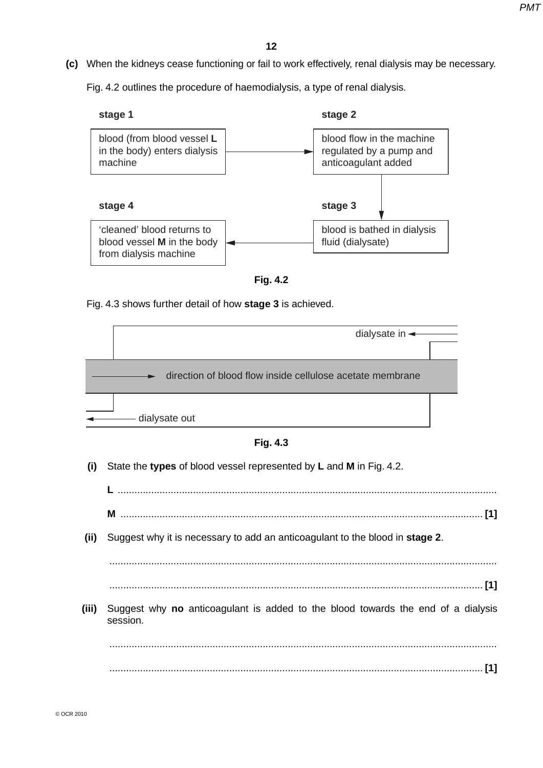**(c)** When the kidneys cease functioning or fail to work effectively, renal dialysis may be necessary.

Fig. 4.2 outlines the procedure of haemodialysis, a type of renal dialysis.

**stage 1**

blood (from blood vessel **L** in the body) enters dialysis machine

→

**stage 2**

blood flow in the machine regulated by a pump and anticoagulant added

↓

**stage 3**

blood is bathed in dialysis fluid (dialysate)

←

**stage 4**

'cleaned' blood returns to blood vessel **M** in the body from dialysis machine

**Fig. 4.2**

Fig. 4.3 shows further detail of how **stage 3** is achieved.

dialysate in

direction of blood flow inside cellulose acetate membrane

dialysate out

**Fig. 4.3**

**(i)** State the **types** of blood vessel represented by **L** and **M** in Fig. 4.2.

**L** ..........................................................................................................................

**M** .......................................................................................................................... **[1]**

**(ii)** Suggest why it is necessary to add an anticoagulant to the blood in **stage 2**.

..........................................................................................................................

.......................................................................................................................... **[1]**

**(iii)** Suggest why **no** anticoagulant is added to the blood towards the end of a dialysis session.

..........................................................................................................................

.......................................................................................................................... **[1]**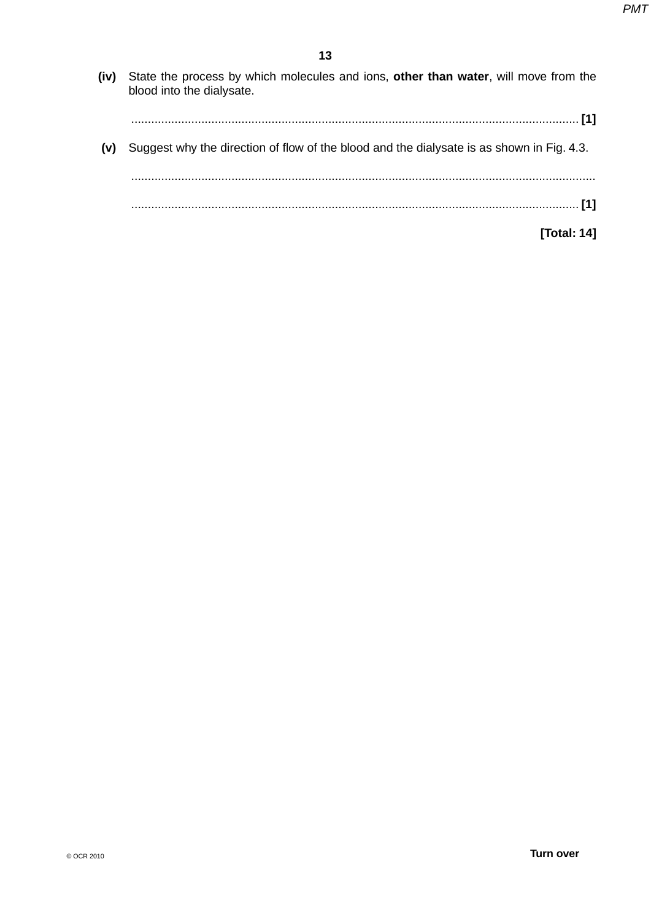**(iv)** State the process by which molecules and ions, **other than water**, will move from the blood into the dialysate.

........................................................................................................................................ **[1]**

**(v)** Suggest why the direction of flow of the blood and the dialysate is as shown in Fig. 4.3.

..........................................................................................................................................

........................................................................................................................................ **[1]**

**[Total: 14]**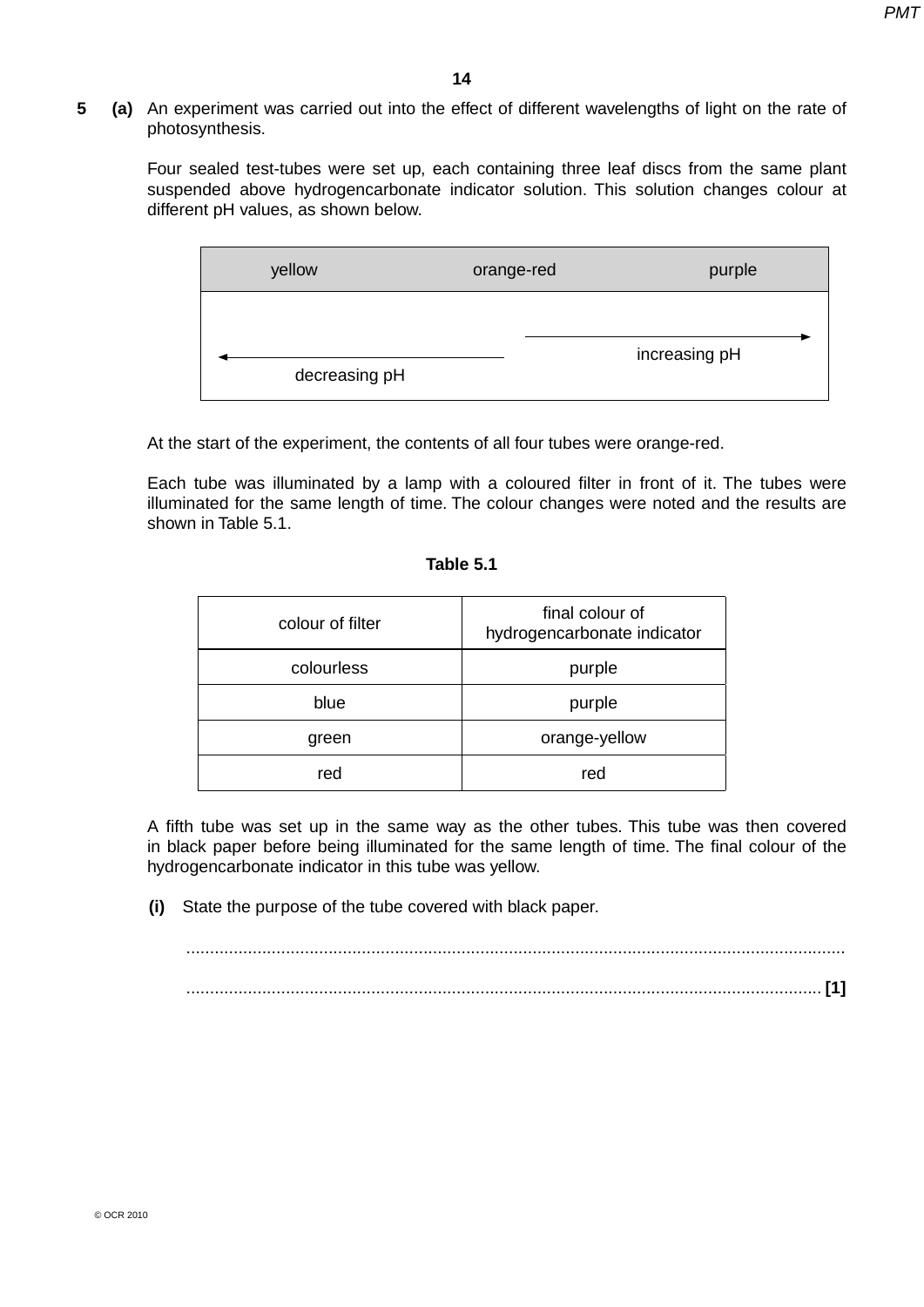**5** **(a)** An experiment was carried out into the effect of different wavelengths of light on the rate of photosynthesis.

Four sealed test-tubes were set up, each containing three leaf discs from the same plant suspended above hydrogencarbonate indicator solution. This solution changes colour at different pH values, as shown below.

| yellow | orange-red | purple |
|---|---|---|
| ← decreasing pH | | increasing pH → |

At the start of the experiment, the contents of all four tubes were orange-red.

Each tube was illuminated by a lamp with a coloured filter in front of it. The tubes were illuminated for the same length of time. The colour changes were noted and the results are shown in Table 5.1.

**Table 5.1**

| colour of filter | final colour of hydrogencarbonate indicator |
|---|---|
| colourless | purple |
| blue | purple |
| green | orange-yellow |
| red | red |

A fifth tube was set up in the same way as the other tubes. This tube was then covered in black paper before being illuminated for the same length of time. The final colour of the hydrogencarbonate indicator in this tube was yellow.

**(i)** State the purpose of the tube covered with black paper.

..........................................................................................................................................

.................................................................................................................................... **[1]**

© OCR 2010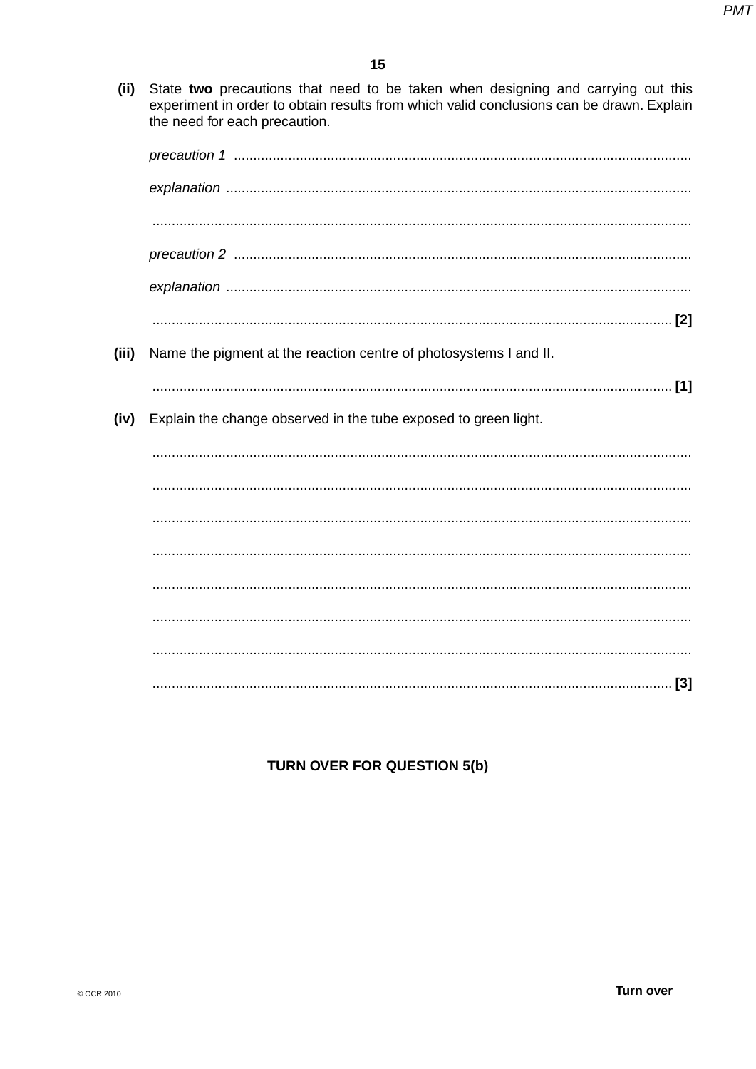**(ii)** State **two** precautions that need to be taken when designing and carrying out this experiment in order to obtain results from which valid conclusions can be drawn. Explain the need for each precaution.

*precaution 1* ..........................................................................................................................

*explanation* ..........................................................................................................................

..........................................................................................................................

*precaution 2* ..........................................................................................................................

*explanation* ..........................................................................................................................

.......................................................................................................................... **[2]**

**(iii)** Name the pigment at the reaction centre of photosystems I and II.

.......................................................................................................................... **[1]**

**(iv)** Explain the change observed in the tube exposed to green light.

..........................................................................................................................

..........................................................................................................................

..........................................................................................................................

..........................................................................................................................

..........................................................................................................................

..........................................................................................................................

..........................................................................................................................

.......................................................................................................................... **[3]**

**TURN OVER FOR QUESTION 5(b)**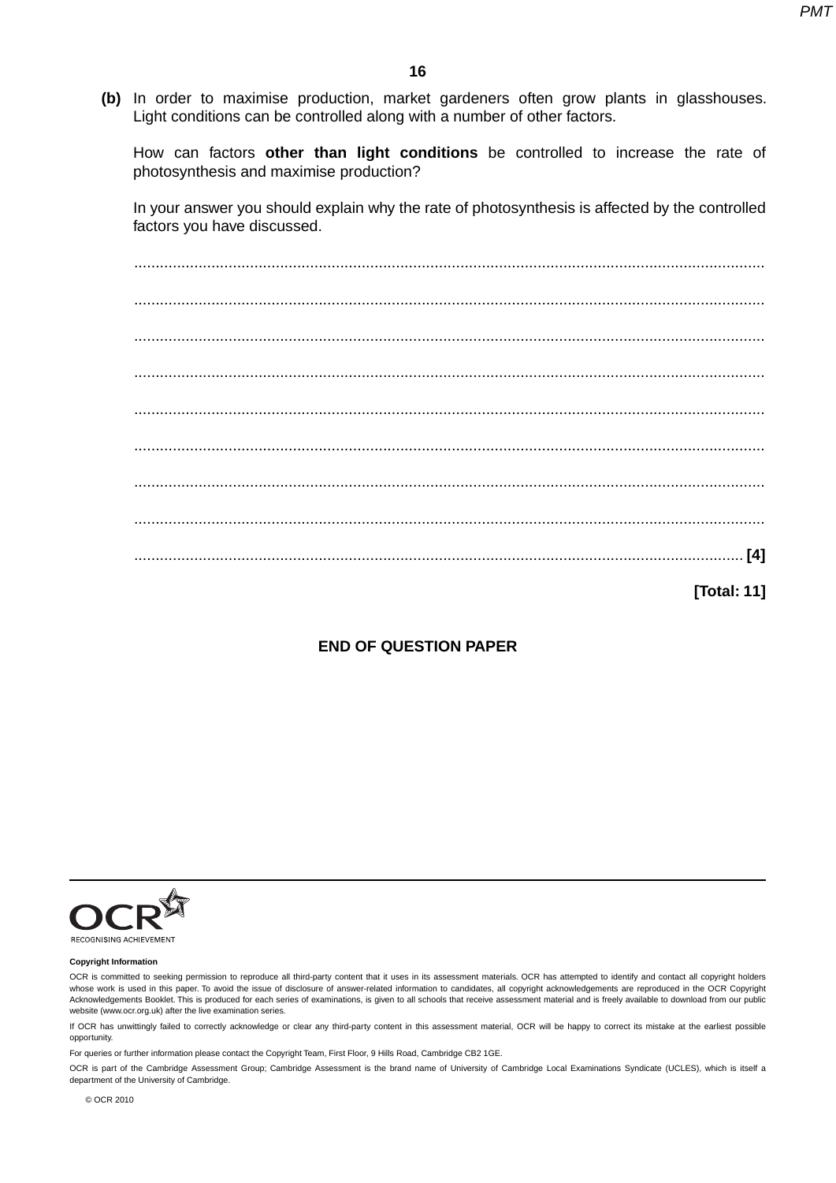**(b)** In order to maximise production, market gardeners often grow plants in glasshouses. Light conditions can be controlled along with a number of other factors.

How can factors **other than light conditions** be controlled to increase the rate of photosynthesis and maximise production?

In your answer you should explain why the rate of photosynthesis is affected by the controlled factors you have discussed.

...................................................................................................................................................

...................................................................................................................................................

...................................................................................................................................................

...................................................................................................................................................

...................................................................................................................................................

...................................................................................................................................................

...................................................................................................................................................

...................................................................................................................................................

............................................................................................................................................... **[4]**

**[Total: 11]**

**END OF QUESTION PAPER**

OCR
RECOGNISING ACHIEVEMENT

**Copyright Information**

OCR is committed to seeking permission to reproduce all third-party content that it uses in its assessment materials. OCR has attempted to identify and contact all copyright holders whose work is used in this paper. To avoid the issue of disclosure of answer-related information to candidates, all copyright acknowledgements are reproduced in the OCR Copyright Acknowledgements Booklet. This is produced for each series of examinations, is given to all schools that receive assessment material and is freely available to download from our public website (www.ocr.org.uk) after the live examination series.

If OCR has unwittingly failed to correctly acknowledge or clear any third-party content in this assessment material, OCR will be happy to correct its mistake at the earliest possible opportunity.

For queries or further information please contact the Copyright Team, First Floor, 9 Hills Road, Cambridge CB2 1GE.

OCR is part of the Cambridge Assessment Group; Cambridge Assessment is the brand name of University of Cambridge Local Examinations Syndicate (UCLES), which is itself a department of the University of Cambridge.

© OCR 2010